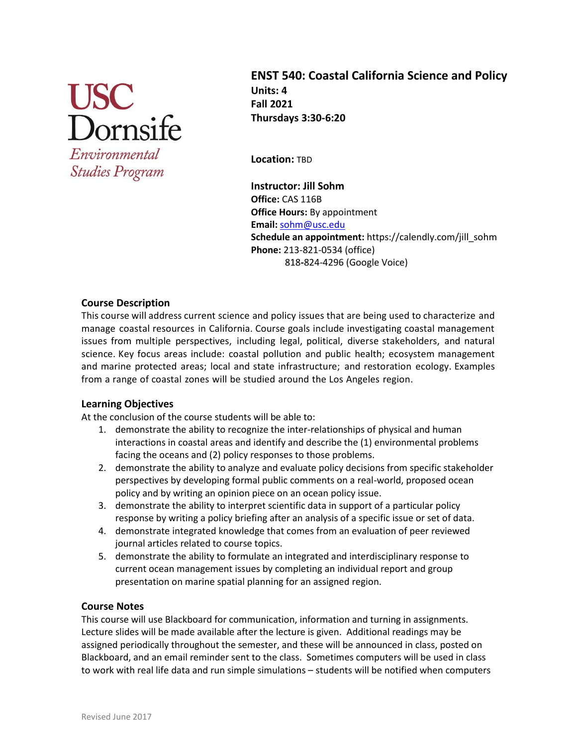USC Dornsife
*Environmental Studies Program*

# ENST 540: Coastal California Science and Policy

**Units: 4**
**Fall 2021**
**Thursdays 3:30-6:20**

**Location:** TBD

**Instructor: Jill Sohm**
**Office:** CAS 116B
**Office Hours:** By appointment
**Email:** sohm@usc.edu
**Schedule an appointment:** https://calendly.com/jill_sohm
**Phone:** 213-821-0534 (office)
818-824-4296 (Google Voice)

## Course Description

This course will address current science and policy issues that are being used to characterize and manage coastal resources in California. Course goals include investigating coastal management issues from multiple perspectives, including legal, political, diverse stakeholders, and natural science. Key focus areas include: coastal pollution and public health; ecosystem management and marine protected areas; local and state infrastructure; and restoration ecology. Examples from a range of coastal zones will be studied around the Los Angeles region.

## Learning Objectives

At the conclusion of the course students will be able to:

1. demonstrate the ability to recognize the inter-relationships of physical and human interactions in coastal areas and identify and describe the (1) environmental problems facing the oceans and (2) policy responses to those problems.
2. demonstrate the ability to analyze and evaluate policy decisions from specific stakeholder perspectives by developing formal public comments on a real-world, proposed ocean policy and by writing an opinion piece on an ocean policy issue.
3. demonstrate the ability to interpret scientific data in support of a particular policy response by writing a policy briefing after an analysis of a specific issue or set of data.
4. demonstrate integrated knowledge that comes from an evaluation of peer reviewed journal articles related to course topics.
5. demonstrate the ability to formulate an integrated and interdisciplinary response to current ocean management issues by completing an individual report and group presentation on marine spatial planning for an assigned region.

## Course Notes

This course will use Blackboard for communication, information and turning in assignments. Lecture slides will be made available after the lecture is given. Additional readings may be assigned periodically throughout the semester, and these will be announced in class, posted on Blackboard, and an email reminder sent to the class. Sometimes computers will be used in class to work with real life data and run simple simulations – students will be notified when computers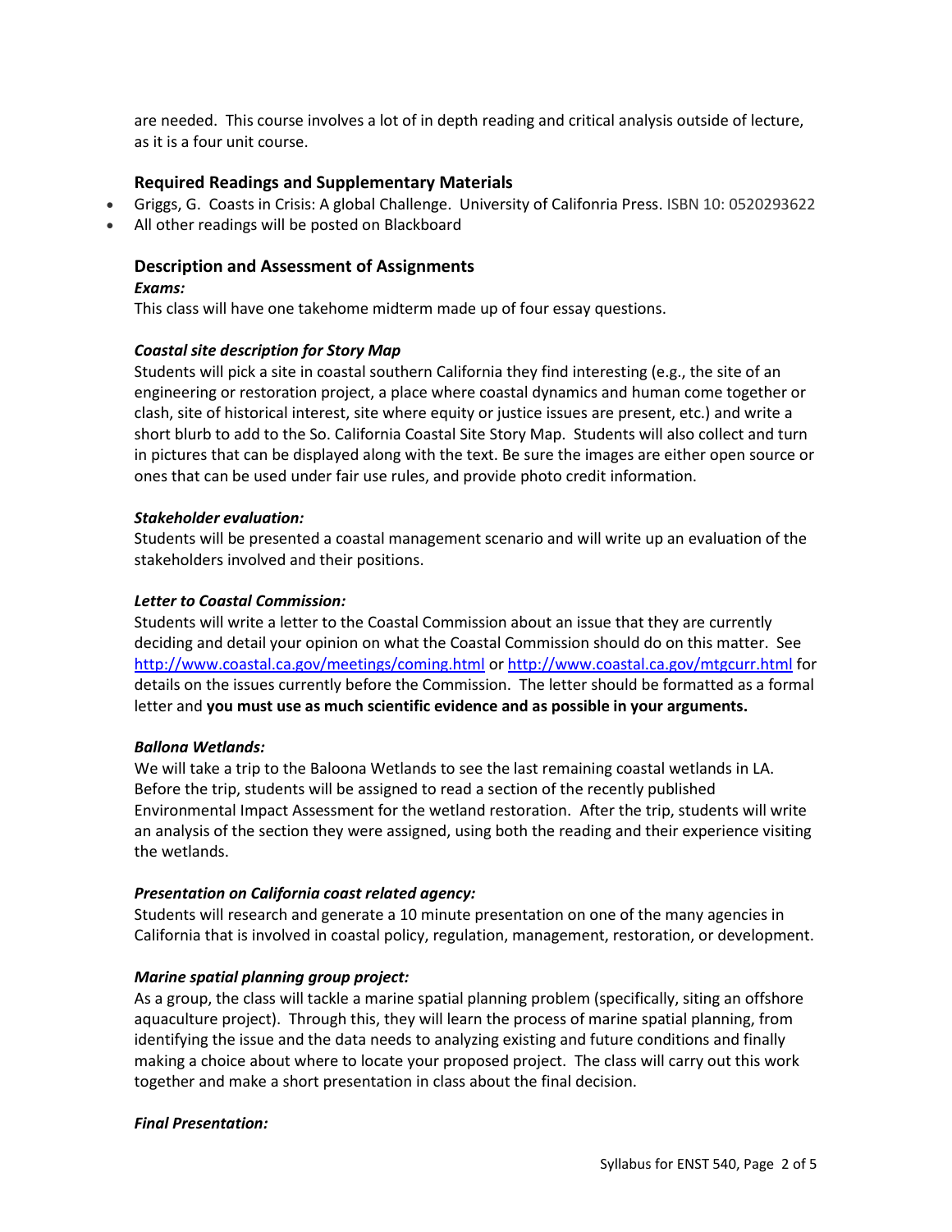are needed. This course involves a lot of in depth reading and critical analysis outside of lecture, as it is a four unit course.

### Required Readings and Supplementary Materials

- Griggs, G. Coasts in Crisis: A global Challenge. University of Califonria Press. ISBN 10: 0520293622
- All other readings will be posted on Blackboard

### Description and Assessment of Assignments

***Exams:***

This class will have one takehome midterm made up of four essay questions.

***Coastal site description for Story Map***

Students will pick a site in coastal southern California they find interesting (e.g., the site of an engineering or restoration project, a place where coastal dynamics and human come together or clash, site of historical interest, site where equity or justice issues are present, etc.) and write a short blurb to add to the So. California Coastal Site Story Map. Students will also collect and turn in pictures that can be displayed along with the text. Be sure the images are either open source or ones that can be used under fair use rules, and provide photo credit information.

***Stakeholder evaluation:***

Students will be presented a coastal management scenario and will write up an evaluation of the stakeholders involved and their positions.

***Letter to Coastal Commission:***

Students will write a letter to the Coastal Commission about an issue that they are currently deciding and detail your opinion on what the Coastal Commission should do on this matter. See http://www.coastal.ca.gov/meetings/coming.html or http://www.coastal.ca.gov/mtgcurr.html for details on the issues currently before the Commission. The letter should be formatted as a formal letter and **you must use as much scientific evidence and as possible in your arguments.**

***Ballona Wetlands:***

We will take a trip to the Baloona Wetlands to see the last remaining coastal wetlands in LA. Before the trip, students will be assigned to read a section of the recently published Environmental Impact Assessment for the wetland restoration. After the trip, students will write an analysis of the section they were assigned, using both the reading and their experience visiting the wetlands.

***Presentation on California coast related agency:***

Students will research and generate a 10 minute presentation on one of the many agencies in California that is involved in coastal policy, regulation, management, restoration, or development.

***Marine spatial planning group project:***

As a group, the class will tackle a marine spatial planning problem (specifically, siting an offshore aquaculture project). Through this, they will learn the process of marine spatial planning, from identifying the issue and the data needs to analyzing existing and future conditions and finally making a choice about where to locate your proposed project. The class will carry out this work together and make a short presentation in class about the final decision.

***Final Presentation:***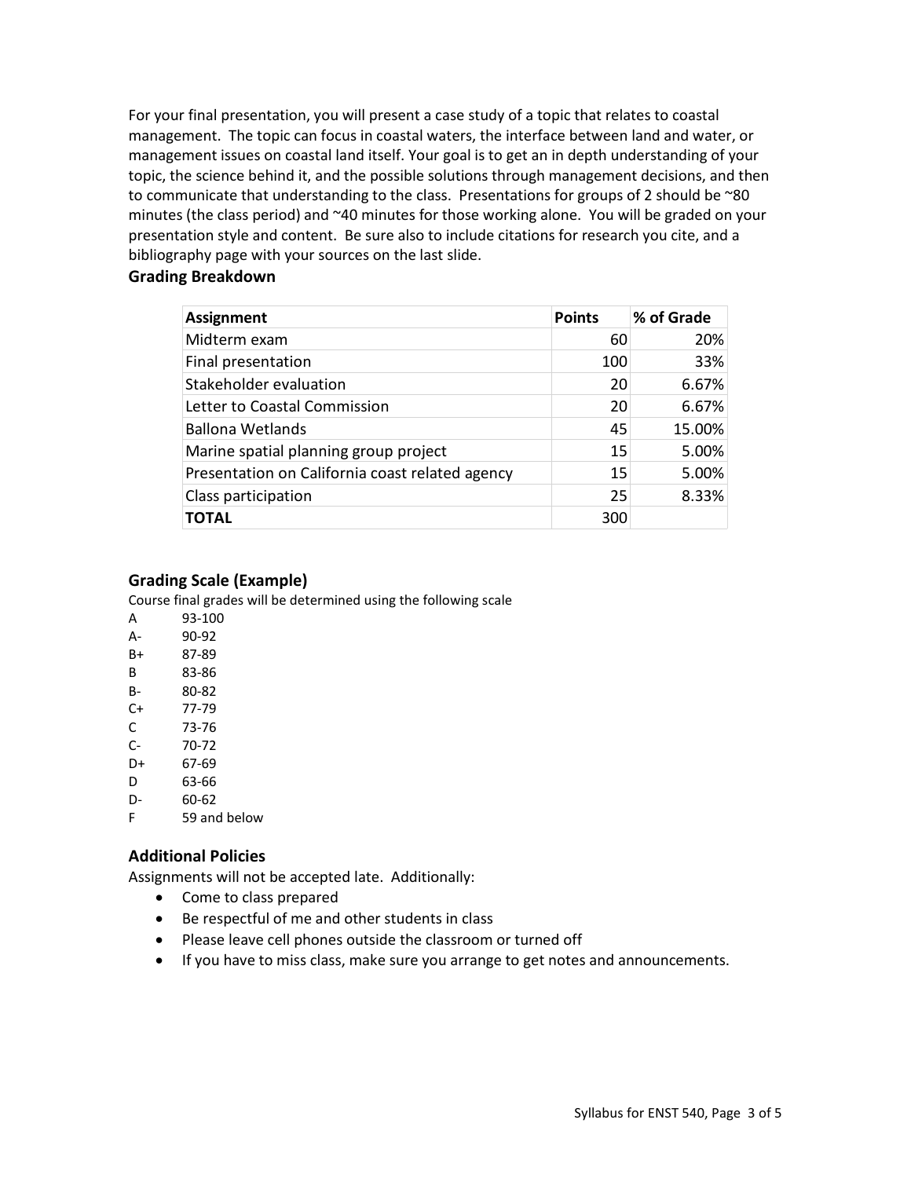For your final presentation, you will present a case study of a topic that relates to coastal management. The topic can focus in coastal waters, the interface between land and water, or management issues on coastal land itself. Your goal is to get an in depth understanding of your topic, the science behind it, and the possible solutions through management decisions, and then to communicate that understanding to the class. Presentations for groups of 2 should be ~80 minutes (the class period) and ~40 minutes for those working alone. You will be graded on your presentation style and content. Be sure also to include citations for research you cite, and a bibliography page with your sources on the last slide.

### Grading Breakdown

| Assignment | Points | % of Grade |
|---|---|---|
| Midterm exam | 60 | 20% |
| Final presentation | 100 | 33% |
| Stakeholder evaluation | 20 | 6.67% |
| Letter to Coastal Commission | 20 | 6.67% |
| Ballona Wetlands | 45 | 15.00% |
| Marine spatial planning group project | 15 | 5.00% |
| Presentation on California coast related agency | 15 | 5.00% |
| Class participation | 25 | 8.33% |
| **TOTAL** | 300 | |

### Grading Scale (Example)

Course final grades will be determined using the following scale

| | |
|---|---|
| A | 93-100 |
| A- | 90-92 |
| B+ | 87-89 |
| B | 83-86 |
| B- | 80-82 |
| C+ | 77-79 |
| C | 73-76 |
| C- | 70-72 |
| D+ | 67-69 |
| D | 63-66 |
| D- | 60-62 |
| F | 59 and below |

### Additional Policies

Assignments will not be accepted late. Additionally:

- Come to class prepared
- Be respectful of me and other students in class
- Please leave cell phones outside the classroom or turned off
- If you have to miss class, make sure you arrange to get notes and announcements.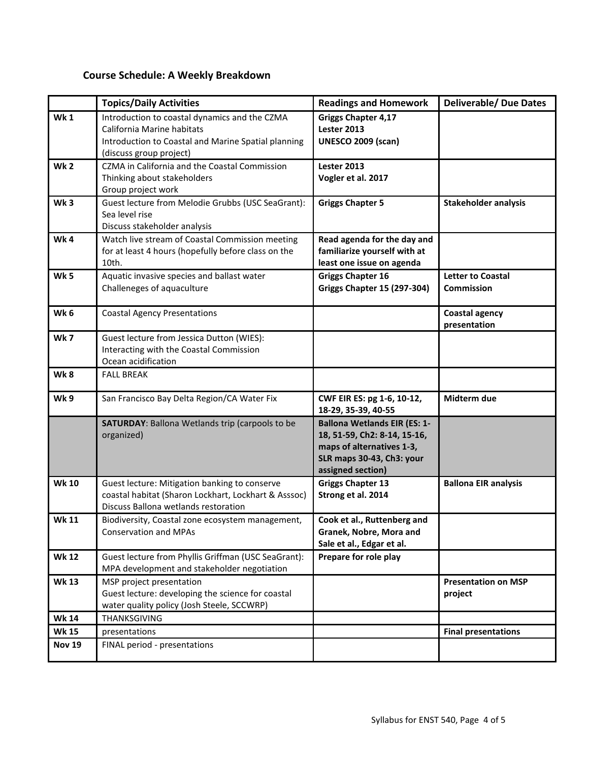### Course Schedule: A Weekly Breakdown

| | Topics/Daily Activities | Readings and Homework | Deliverable/ Due Dates |
|---|---|---|---|
| **Wk 1** | Introduction to coastal dynamics and the CZMA<br>California Marine habitats<br>Introduction to Coastal and Marine Spatial planning (discuss group project) | **Griggs Chapter 4,17**<br>**Lester 2013**<br>**UNESCO 2009 (scan)** | |
| **Wk 2** | CZMA in California and the Coastal Commission<br>Thinking about stakeholders<br>Group project work | **Lester 2013**<br>**Vogler et al. 2017** | |
| **Wk 3** | Guest lecture from Melodie Grubbs (USC SeaGrant): Sea level rise<br>Discuss stakeholder analysis | **Griggs Chapter 5** | **Stakeholder analysis** |
| **Wk 4** | Watch live stream of Coastal Commission meeting for at least 4 hours (hopefully before class on the 10th. | **Read agenda for the day and familiarize yourself with at least one issue on agenda** | |
| **Wk 5** | Aquatic invasive species and ballast water<br>Challeneges of aquaculture | **Griggs Chapter 16**<br>**Griggs Chapter 15 (297-304)** | **Letter to Coastal Commission** |
| **Wk 6** | Coastal Agency Presentations | | **Coastal agency presentation** |
| **Wk 7** | Guest lecture from Jessica Dutton (WIES): Interacting with the Coastal Commission<br>Ocean acidification | | |
| **Wk 8** | FALL BREAK | | |
| **Wk 9** | San Francisco Bay Delta Region/CA Water Fix | **CWF EIR ES: pg 1-6, 10-12, 18-29, 35-39, 40-55** | **Midterm due** |
| | **SATURDAY**: Ballona Wetlands trip (carpools to be organized) | **Ballona Wetlands EIR (ES: 1-18, 51-59, Ch2: 8-14, 15-16, maps of alternatives 1-3, SLR maps 30-43, Ch3: your assigned section)** | |
| **Wk 10** | Guest lecture: Mitigation banking to conserve coastal habitat (Sharon Lockhart, Lockhart & Asssoc)<br>Discuss Ballona wetlands restoration | **Griggs Chapter 13**<br>**Strong et al. 2014** | **Ballona EIR analysis** |
| **Wk 11** | Biodiversity, Coastal zone ecosystem management, Conservation and MPAs | **Cook et al., Ruttenberg and Granek, Nobre, Mora and Sale et al., Edgar et al.** | |
| **Wk 12** | Guest lecture from Phyllis Griffman (USC SeaGrant): MPA development and stakeholder negotiation | **Prepare for role play** | |
| **Wk 13** | MSP project presentation<br>Guest lecture: developing the science for coastal water quality policy (Josh Steele, SCCWRP) | | **Presentation on MSP project** |
| **Wk 14** | THANKSGIVING | | |
| **Wk 15** | presentations | | **Final presentations** |
| **Nov 19** | FINAL period - presentations | | |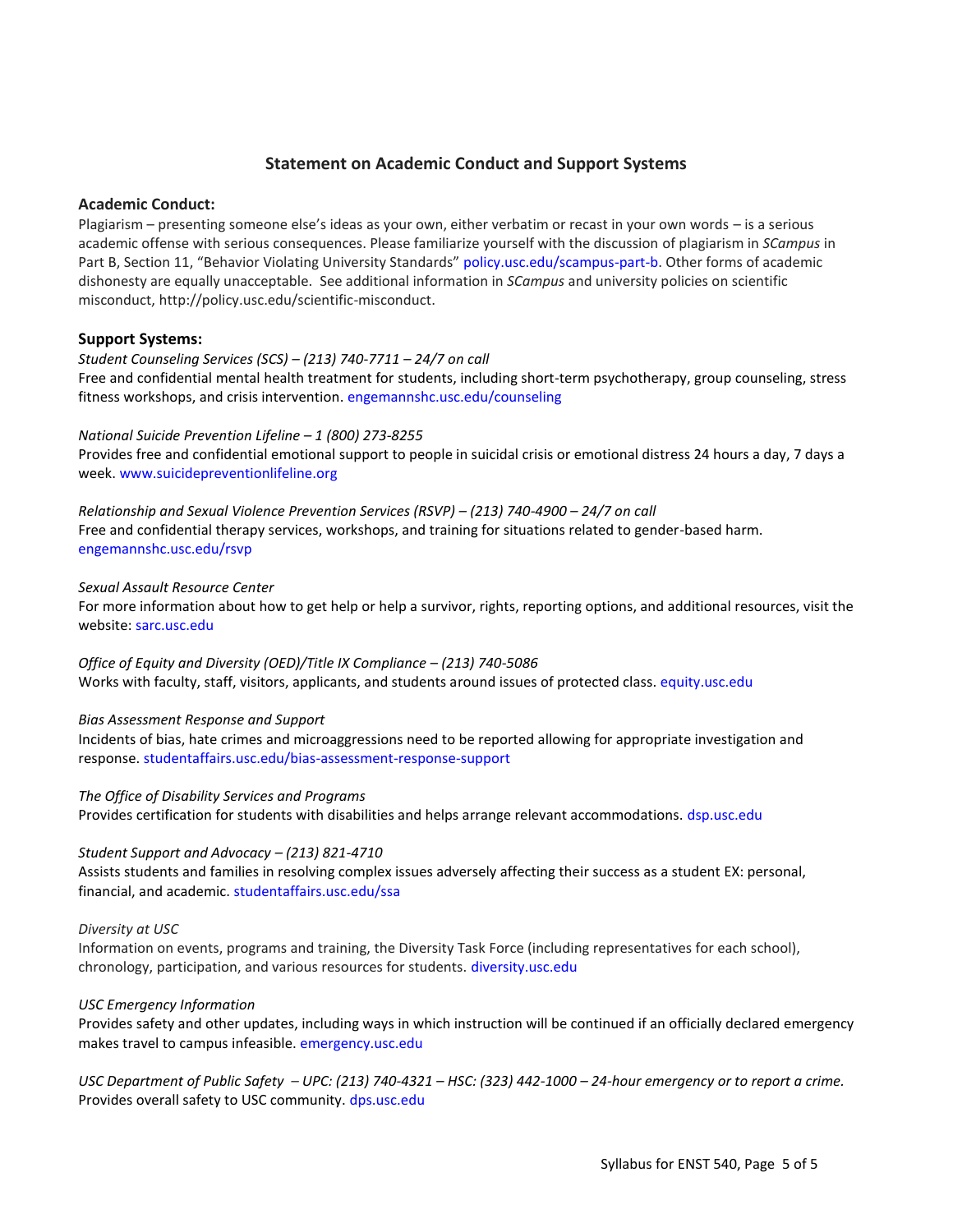## Statement on Academic Conduct and Support Systems

### Academic Conduct:

Plagiarism – presenting someone else's ideas as your own, either verbatim or recast in your own words – is a serious academic offense with serious consequences. Please familiarize yourself with the discussion of plagiarism in *SCampus* in Part B, Section 11, "Behavior Violating University Standards" policy.usc.edu/scampus-part-b. Other forms of academic dishonesty are equally unacceptable. See additional information in *SCampus* and university policies on scientific misconduct, http://policy.usc.edu/scientific-misconduct.

### Support Systems:

*Student Counseling Services (SCS) – (213) 740-7711 – 24/7 on call*
Free and confidential mental health treatment for students, including short-term psychotherapy, group counseling, stress fitness workshops, and crisis intervention. engemannshc.usc.edu/counseling

*National Suicide Prevention Lifeline – 1 (800) 273-8255*
Provides free and confidential emotional support to people in suicidal crisis or emotional distress 24 hours a day, 7 days a week. www.suicidepreventionlifeline.org

*Relationship and Sexual Violence Prevention Services (RSVP) – (213) 740-4900 – 24/7 on call*
Free and confidential therapy services, workshops, and training for situations related to gender-based harm. engemannshc.usc.edu/rsvp

*Sexual Assault Resource Center*
For more information about how to get help or help a survivor, rights, reporting options, and additional resources, visit the website: sarc.usc.edu

*Office of Equity and Diversity (OED)/Title IX Compliance – (213) 740-5086*
Works with faculty, staff, visitors, applicants, and students around issues of protected class. equity.usc.edu

*Bias Assessment Response and Support*
Incidents of bias, hate crimes and microaggressions need to be reported allowing for appropriate investigation and response. studentaffairs.usc.edu/bias-assessment-response-support

*The Office of Disability Services and Programs*
Provides certification for students with disabilities and helps arrange relevant accommodations. dsp.usc.edu

*Student Support and Advocacy – (213) 821-4710*
Assists students and families in resolving complex issues adversely affecting their success as a student EX: personal, financial, and academic. studentaffairs.usc.edu/ssa

*Diversity at USC*
Information on events, programs and training, the Diversity Task Force (including representatives for each school), chronology, participation, and various resources for students. diversity.usc.edu

*USC Emergency Information*
Provides safety and other updates, including ways in which instruction will be continued if an officially declared emergency makes travel to campus infeasible. emergency.usc.edu

*USC Department of Public Safety – UPC: (213) 740-4321 – HSC: (323) 442-1000 – 24-hour emergency or to report a crime.*
Provides overall safety to USC community. dps.usc.edu